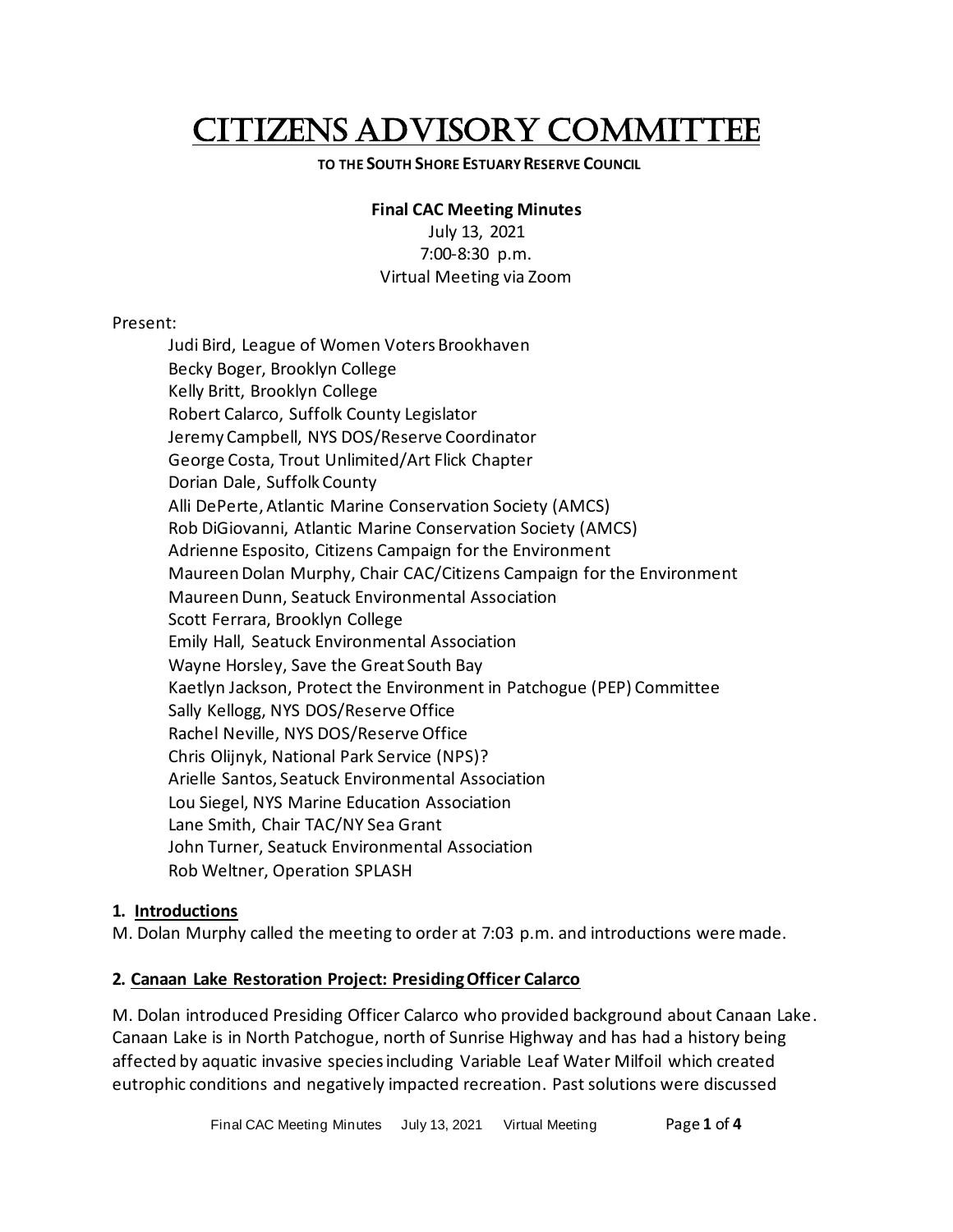# Citizens Advisory Committee

**TO THE SOUTH SHORE ESTUARY RESERVE COUNCIL**

**Final CAC Meeting Minutes**
July 13, 2021
7:00-8:30 p.m.
Virtual Meeting via Zoom

Present:

Judi Bird, League of Women Voters Brookhaven
Becky Boger, Brooklyn College
Kelly Britt, Brooklyn College
Robert Calarco, Suffolk County Legislator
Jeremy Campbell, NYS DOS/Reserve Coordinator
George Costa, Trout Unlimited/Art Flick Chapter
Dorian Dale, Suffolk County
Alli DePerte, Atlantic Marine Conservation Society (AMCS)
Rob DiGiovanni, Atlantic Marine Conservation Society (AMCS)
Adrienne Esposito, Citizens Campaign for the Environment
Maureen Dolan Murphy, Chair CAC/Citizens Campaign for the Environment
Maureen Dunn, Seatuck Environmental Association
Scott Ferrara, Brooklyn College
Emily Hall, Seatuck Environmental Association
Wayne Horsley, Save the Great South Bay
Kaetlyn Jackson, Protect the Environment in Patchogue (PEP) Committee
Sally Kellogg, NYS DOS/Reserve Office
Rachel Neville, NYS DOS/Reserve Office
Chris Olijnyk, National Park Service (NPS)?
Arielle Santos, Seatuck Environmental Association
Lou Siegel, NYS Marine Education Association
Lane Smith, Chair TAC/NY Sea Grant
John Turner, Seatuck Environmental Association
Rob Weltner, Operation SPLASH

## 1. Introductions

M. Dolan Murphy called the meeting to order at 7:03 p.m. and introductions were made.

## 2. Canaan Lake Restoration Project: Presiding Officer Calarco

M. Dolan introduced Presiding Officer Calarco who provided background about Canaan Lake. Canaan Lake is in North Patchogue, north of Sunrise Highway and has had a history being affected by aquatic invasive species including Variable Leaf Water Milfoil which created eutrophic conditions and negatively impacted recreation. Past solutions were discussed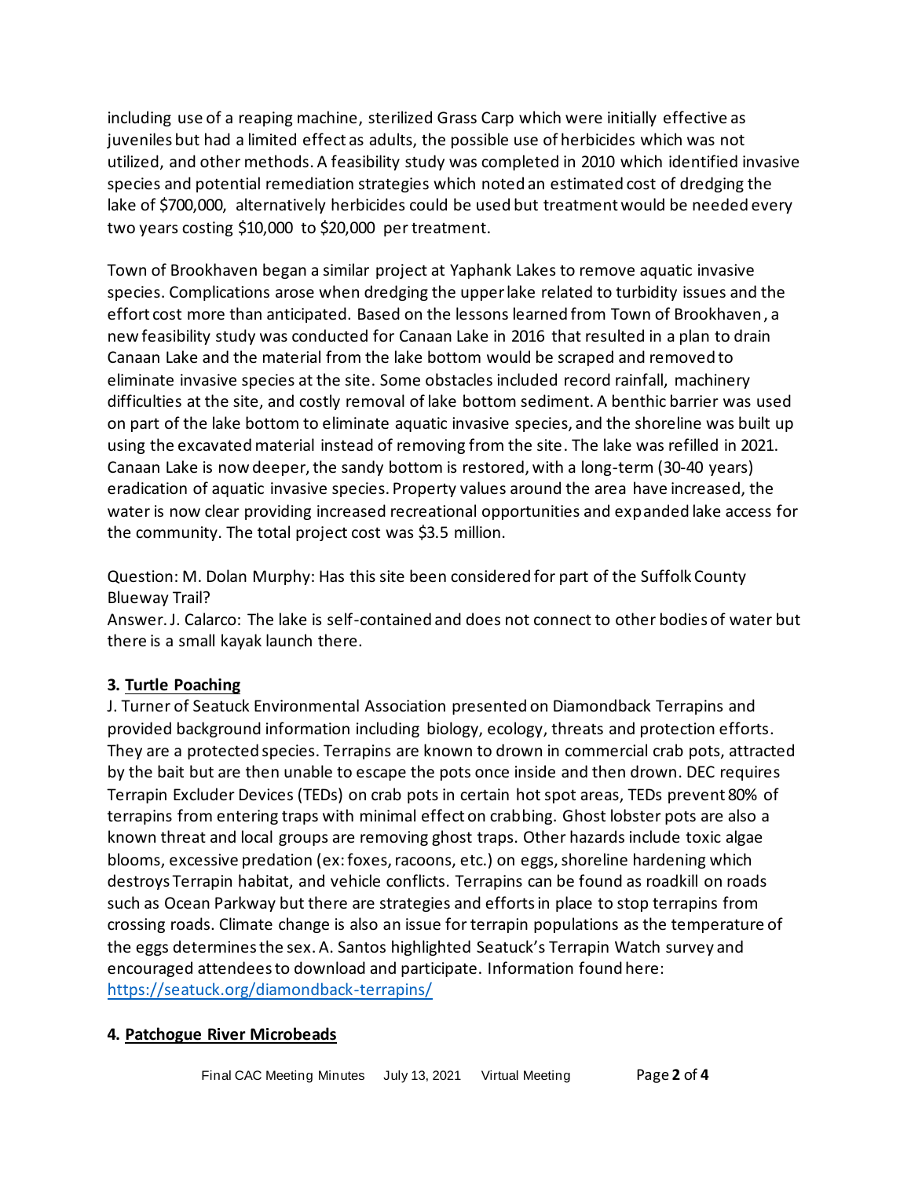including use of a reaping machine, sterilized Grass Carp which were initially effective as juveniles but had a limited effect as adults, the possible use of herbicides which was not utilized, and other methods. A feasibility study was completed in 2010 which identified invasive species and potential remediation strategies which noted an estimated cost of dredging the lake of $700,000, alternatively herbicides could be used but treatment would be needed every two years costing $10,000 to $20,000 per treatment.

Town of Brookhaven began a similar project at Yaphank Lakes to remove aquatic invasive species. Complications arose when dredging the upper lake related to turbidity issues and the effort cost more than anticipated. Based on the lessons learned from Town of Brookhaven, a new feasibility study was conducted for Canaan Lake in 2016 that resulted in a plan to drain Canaan Lake and the material from the lake bottom would be scraped and removed to eliminate invasive species at the site. Some obstacles included record rainfall, machinery difficulties at the site, and costly removal of lake bottom sediment. A benthic barrier was used on part of the lake bottom to eliminate aquatic invasive species, and the shoreline was built up using the excavated material instead of removing from the site. The lake was refilled in 2021. Canaan Lake is now deeper, the sandy bottom is restored, with a long-term (30-40 years) eradication of aquatic invasive species. Property values around the area have increased, the water is now clear providing increased recreational opportunities and expanded lake access for the community. The total project cost was $3.5 million.

Question: M. Dolan Murphy: Has this site been considered for part of the Suffolk County Blueway Trail?
Answer. J. Calarco: The lake is self-contained and does not connect to other bodies of water but there is a small kayak launch there.

**3. Turtle Poaching**
J. Turner of Seatuck Environmental Association presented on Diamondback Terrapins and provided background information including biology, ecology, threats and protection efforts. They are a protected species. Terrapins are known to drown in commercial crab pots, attracted by the bait but are then unable to escape the pots once inside and then drown. DEC requires Terrapin Excluder Devices (TEDs) on crab pots in certain hot spot areas, TEDs prevent 80% of terrapins from entering traps with minimal effect on crabbing. Ghost lobster pots are also a known threat and local groups are removing ghost traps. Other hazards include toxic algae blooms, excessive predation (ex: foxes, racoons, etc.) on eggs, shoreline hardening which destroys Terrapin habitat, and vehicle conflicts. Terrapins can be found as roadkill on roads such as Ocean Parkway but there are strategies and efforts in place to stop terrapins from crossing roads. Climate change is also an issue for terrapin populations as the temperature of the eggs determines the sex. A. Santos highlighted Seatuck's Terrapin Watch survey and encouraged attendees to download and participate. Information found here: https://seatuck.org/diamondback-terrapins/

**4. Patchogue River Microbeads**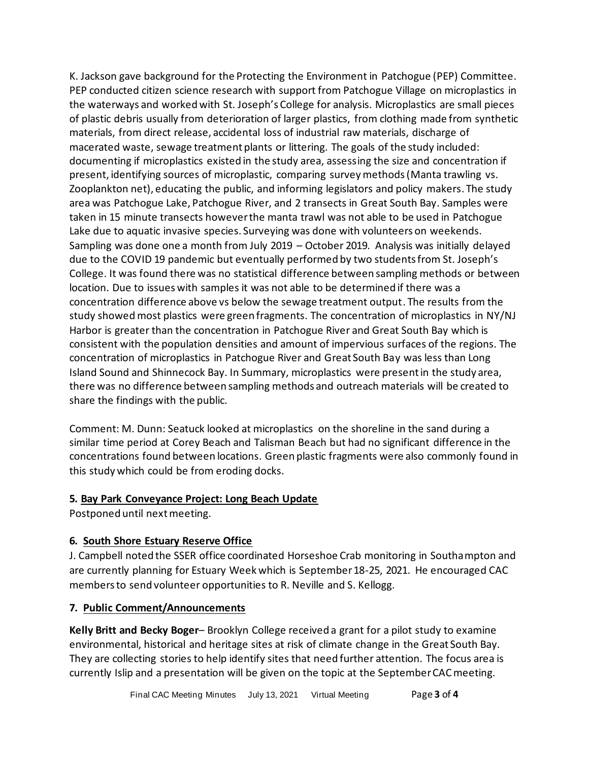K. Jackson gave background for the Protecting the Environment in Patchogue (PEP) Committee. PEP conducted citizen science research with support from Patchogue Village on microplastics in the waterways and worked with St. Joseph's College for analysis. Microplastics are small pieces of plastic debris usually from deterioration of larger plastics, from clothing made from synthetic materials, from direct release, accidental loss of industrial raw materials, discharge of macerated waste, sewage treatment plants or littering. The goals of the study included: documenting if microplastics existed in the study area, assessing the size and concentration if present, identifying sources of microplastic, comparing survey methods (Manta trawling vs. Zooplankton net), educating the public, and informing legislators and policy makers. The study area was Patchogue Lake, Patchogue River, and 2 transects in Great South Bay. Samples were taken in 15 minute transects however the manta trawl was not able to be used in Patchogue Lake due to aquatic invasive species. Surveying was done with volunteers on weekends. Sampling was done one a month from July 2019 – October 2019. Analysis was initially delayed due to the COVID 19 pandemic but eventually performed by two students from St. Joseph's College. It was found there was no statistical difference between sampling methods or between location. Due to issues with samples it was not able to be determined if there was a concentration difference above vs below the sewage treatment output. The results from the study showed most plastics were green fragments. The concentration of microplastics in NY/NJ Harbor is greater than the concentration in Patchogue River and Great South Bay which is consistent with the population densities and amount of impervious surfaces of the regions. The concentration of microplastics in Patchogue River and Great South Bay was less than Long Island Sound and Shinnecock Bay. In Summary, microplastics were present in the study area, there was no difference between sampling methods and outreach materials will be created to share the findings with the public.

Comment: M. Dunn: Seatuck looked at microplastics on the shoreline in the sand during a similar time period at Corey Beach and Talisman Beach but had no significant difference in the concentrations found between locations. Green plastic fragments were also commonly found in this study which could be from eroding docks.

### 5. Bay Park Conveyance Project: Long Beach Update

Postponed until next meeting.

### 6. South Shore Estuary Reserve Office

J. Campbell noted the SSER office coordinated Horseshoe Crab monitoring in Southampton and are currently planning for Estuary Week which is September 18-25, 2021. He encouraged CAC members to send volunteer opportunities to R. Neville and S. Kellogg.

### 7. Public Comment/Announcements

**Kelly Britt and Becky Boger**– Brooklyn College received a grant for a pilot study to examine environmental, historical and heritage sites at risk of climate change in the Great South Bay. They are collecting stories to help identify sites that need further attention. The focus area is currently Islip and a presentation will be given on the topic at the September CAC meeting.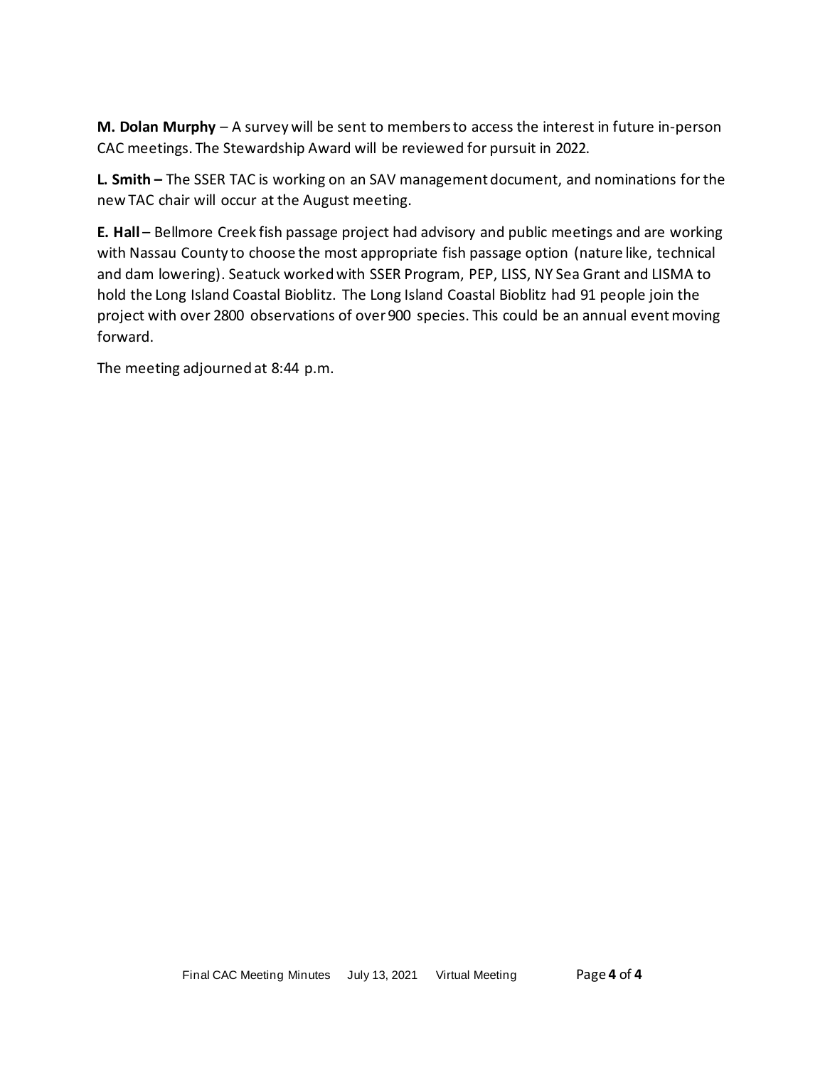**M. Dolan Murphy** – A survey will be sent to members to access the interest in future in-person CAC meetings. The Stewardship Award will be reviewed for pursuit in 2022.

**L. Smith –** The SSER TAC is working on an SAV management document, and nominations for the new TAC chair will occur at the August meeting.

**E. Hall** – Bellmore Creek fish passage project had advisory and public meetings and are working with Nassau County to choose the most appropriate fish passage option (nature like, technical and dam lowering). Seatuck worked with SSER Program, PEP, LISS, NY Sea Grant and LISMA to hold the Long Island Coastal Bioblitz. The Long Island Coastal Bioblitz had 91 people join the project with over 2800 observations of over 900 species. This could be an annual event moving forward.

The meeting adjourned at 8:44 p.m.